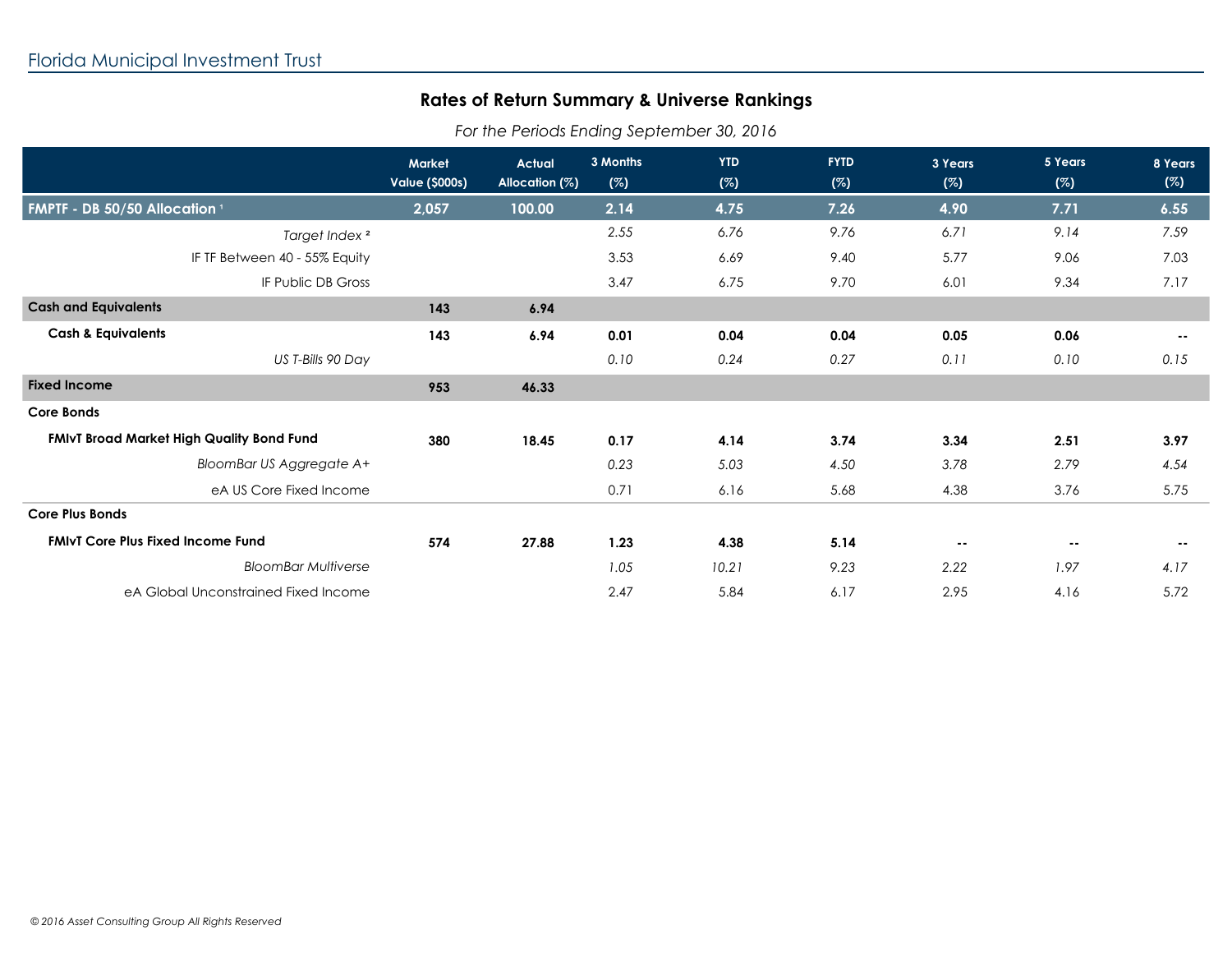Florida Municipal Investment Trust

## Rates of Return Summary & Universe Rankings

*For the Periods Ending September 30, 2016*

| | Market Value ($000s) | Actual Allocation (%) | 3 Months (%) | YTD (%) | FYTD (%) | 3 Years (%) | 5 Years (%) | 8 Years (%) |
|---|---|---|---|---|---|---|---|---|
| **FMPTF - DB 50/50 Allocation [1]** | **2,057** | **100.00** | **2.14** | **4.75** | **7.26** | **4.90** | **7.71** | **6.55** |
| *Target Index [2]* | | | *2.55* | *6.76* | *9.76* | *6.71* | *9.14* | *7.59* |
| IF TF Between 40 - 55% Equity | | | 3.53 | 6.69 | 9.40 | 5.77 | 9.06 | 7.03 |
| IF Public DB Gross | | | 3.47 | 6.75 | 9.70 | 6.01 | 9.34 | 7.17 |
| **Cash and Equivalents** | **143** | **6.94** | | | | | | |
| **Cash & Equivalents** | **143** | **6.94** | **0.01** | **0.04** | **0.04** | **0.05** | **0.06** | **--** |
| *US T-Bills 90 Day* | | | *0.10* | *0.24* | *0.27* | *0.11* | *0.10* | *0.15* |
| **Fixed Income** | **953** | **46.33** | | | | | | |
| **Core Bonds** | | | | | | | | |
| **FMIvT Broad Market High Quality Bond Fund** | **380** | **18.45** | **0.17** | **4.14** | **3.74** | **3.34** | **2.51** | **3.97** |
| *BloomBar US Aggregate A+* | | | *0.23* | *5.03* | *4.50* | *3.78* | *2.79* | *4.54* |
| eA US Core Fixed Income | | | 0.71 | 6.16 | 5.68 | 4.38 | 3.76 | 5.75 |
| **Core Plus Bonds** | | | | | | | | |
| **FMIvT Core Plus Fixed Income Fund** | **574** | **27.88** | **1.23** | **4.38** | **5.14** | **--** | **--** | **--** |
| *BloomBar Multiverse* | | | *1.05* | *10.21* | *9.23* | *2.22* | *1.97* | *4.17* |
| eA Global Unconstrained Fixed Income | | | 2.47 | 5.84 | 6.17 | 2.95 | 4.16 | 5.72 |

*© 2016 Asset Consulting Group All Rights Reserved*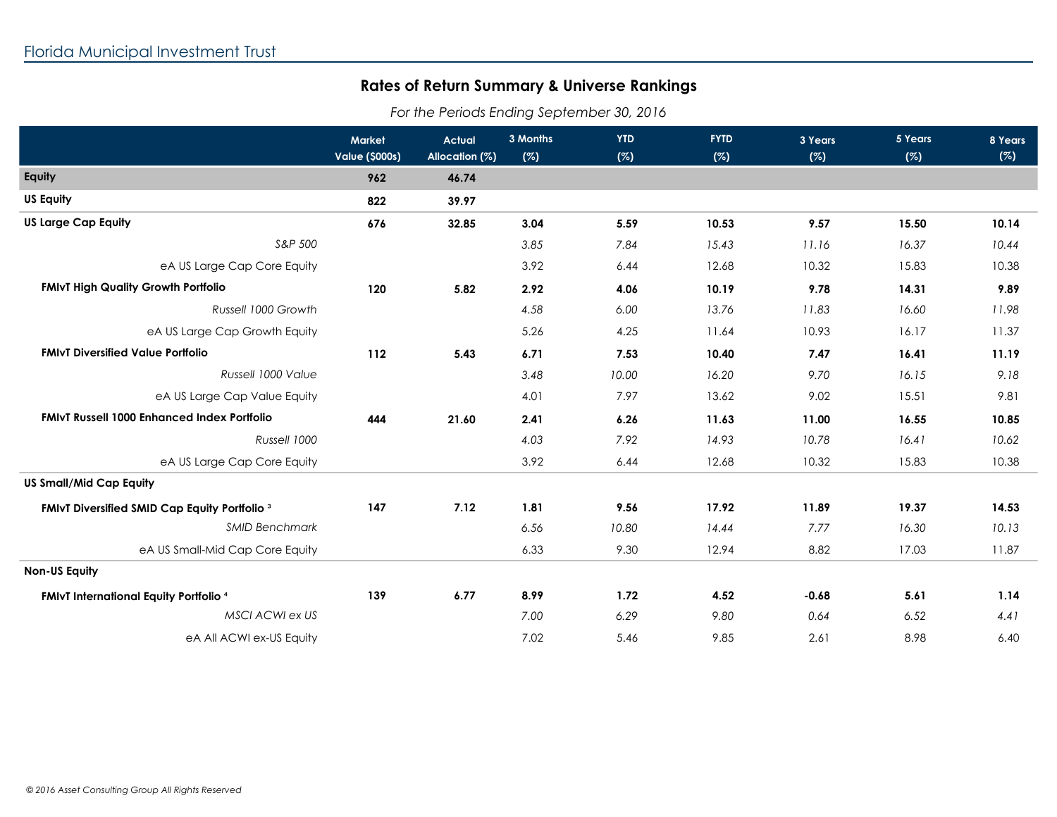Florida Municipal Investment Trust

## Rates of Return Summary & Universe Rankings

*For the Periods Ending September 30, 2016*

| | Market Value ($000s) | Actual Allocation (%) | 3 Months (%) | YTD (%) | FYTD (%) | 3 Years (%) | 5 Years (%) | 8 Years (%) |
|---|---|---|---|---|---|---|---|---|
| **Equity** | **962** | **46.74** | | | | | | |
| **US Equity** | **822** | **39.97** | | | | | | |
| **US Large Cap Equity** | **676** | **32.85** | **3.04** | **5.59** | **10.53** | **9.57** | **15.50** | **10.14** |
| *S&P 500* | | | *3.85* | *7.84* | *15.43* | *11.16* | *16.37* | *10.44* |
| eA US Large Cap Core Equity | | | 3.92 | 6.44 | 12.68 | 10.32 | 15.83 | 10.38 |
| **FMIvT High Quality Growth Portfolio** | **120** | **5.82** | **2.92** | **4.06** | **10.19** | **9.78** | **14.31** | **9.89** |
| *Russell 1000 Growth* | | | *4.58* | *6.00* | *13.76* | *11.83* | *16.60* | *11.98* |
| eA US Large Cap Growth Equity | | | 5.26 | 4.25 | 11.64 | 10.93 | 16.17 | 11.37 |
| **FMIvT Diversified Value Portfolio** | **112** | **5.43** | **6.71** | **7.53** | **10.40** | **7.47** | **16.41** | **11.19** |
| *Russell 1000 Value* | | | *3.48* | *10.00* | *16.20* | *9.70* | *16.15* | *9.18* |
| eA US Large Cap Value Equity | | | 4.01 | 7.97 | 13.62 | 9.02 | 15.51 | 9.81 |
| **FMIvT Russell 1000 Enhanced Index Portfolio** | **444** | **21.60** | **2.41** | **6.26** | **11.63** | **11.00** | **16.55** | **10.85** |
| *Russell 1000* | | | *4.03* | *7.92* | *14.93* | *10.78* | *16.41* | *10.62* |
| eA US Large Cap Core Equity | | | 3.92 | 6.44 | 12.68 | 10.32 | 15.83 | 10.38 |
| **US Small/Mid Cap Equity** | | | | | | | | |
| **FMIvT Diversified SMID Cap Equity Portfolio [3]** | **147** | **7.12** | **1.81** | **9.56** | **17.92** | **11.89** | **19.37** | **14.53** |
| *SMID Benchmark* | | | *6.56* | *10.80* | *14.44* | *7.77* | *16.30* | *10.13* |
| eA US Small-Mid Cap Core Equity | | | 6.33 | 9.30 | 12.94 | 8.82 | 17.03 | 11.87 |
| **Non-US Equity** | | | | | | | | |
| **FMIvT International Equity Portfolio [4]** | **139** | **6.77** | **8.99** | **1.72** | **4.52** | **-0.68** | **5.61** | **1.14** |
| *MSCI ACWI ex US* | | | *7.00* | *6.29* | *9.80* | *0.64* | *6.52* | *4.41* |
| eA All ACWI ex-US Equity | | | 7.02 | 5.46 | 9.85 | 2.61 | 8.98 | 6.40 |

*© 2016 Asset Consulting Group All Rights Reserved*